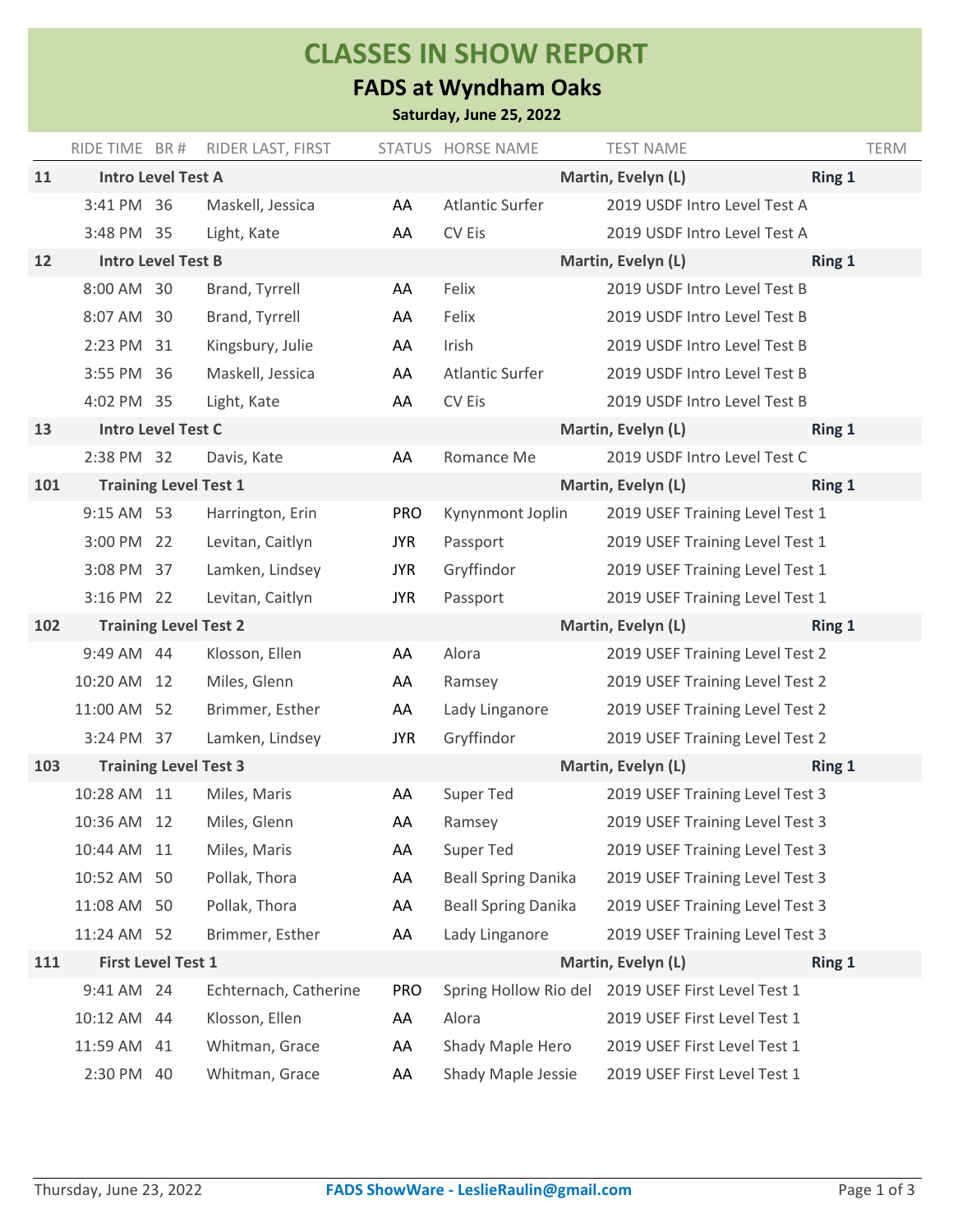# CLASSES IN SHOW REPORT

## FADS at Wyndham Oaks

**Saturday, June 25, 2022**

| | RIDE TIME | BR # | RIDER LAST, FIRST | STATUS | HORSE NAME | TEST NAME | TERM |
|---|---|---|---|---|---|---|---|
| **11** | **Intro Level Test A** | | | | | **Martin, Evelyn (L)** | **Ring 1** |
| | 3:41 PM | 36 | Maskell, Jessica | AA | Atlantic Surfer | 2019 USDF Intro Level Test A | |
| | 3:48 PM | 35 | Light, Kate | AA | CV Eis | 2019 USDF Intro Level Test A | |
| **12** | **Intro Level Test B** | | | | | **Martin, Evelyn (L)** | **Ring 1** |
| | 8:00 AM | 30 | Brand, Tyrrell | AA | Felix | 2019 USDF Intro Level Test B | |
| | 8:07 AM | 30 | Brand, Tyrrell | AA | Felix | 2019 USDF Intro Level Test B | |
| | 2:23 PM | 31 | Kingsbury, Julie | AA | Irish | 2019 USDF Intro Level Test B | |
| | 3:55 PM | 36 | Maskell, Jessica | AA | Atlantic Surfer | 2019 USDF Intro Level Test B | |
| | 4:02 PM | 35 | Light, Kate | AA | CV Eis | 2019 USDF Intro Level Test B | |
| **13** | **Intro Level Test C** | | | | | **Martin, Evelyn (L)** | **Ring 1** |
| | 2:38 PM | 32 | Davis, Kate | AA | Romance Me | 2019 USDF Intro Level Test C | |
| **101** | **Training Level Test 1** | | | | | **Martin, Evelyn (L)** | **Ring 1** |
| | 9:15 AM | 53 | Harrington, Erin | PRO | Kynynmont Joplin | 2019 USEF Training Level Test 1 | |
| | 3:00 PM | 22 | Levitan, Caitlyn | JYR | Passport | 2019 USEF Training Level Test 1 | |
| | 3:08 PM | 37 | Lamken, Lindsey | JYR | Gryffindor | 2019 USEF Training Level Test 1 | |
| | 3:16 PM | 22 | Levitan, Caitlyn | JYR | Passport | 2019 USEF Training Level Test 1 | |
| **102** | **Training Level Test 2** | | | | | **Martin, Evelyn (L)** | **Ring 1** |
| | 9:49 AM | 44 | Klosson, Ellen | AA | Alora | 2019 USEF Training Level Test 2 | |
| | 10:20 AM | 12 | Miles, Glenn | AA | Ramsey | 2019 USEF Training Level Test 2 | |
| | 11:00 AM | 52 | Brimmer, Esther | AA | Lady Linganore | 2019 USEF Training Level Test 2 | |
| | 3:24 PM | 37 | Lamken, Lindsey | JYR | Gryffindor | 2019 USEF Training Level Test 2 | |
| **103** | **Training Level Test 3** | | | | | **Martin, Evelyn (L)** | **Ring 1** |
| | 10:28 AM | 11 | Miles, Maris | AA | Super Ted | 2019 USEF Training Level Test 3 | |
| | 10:36 AM | 12 | Miles, Glenn | AA | Ramsey | 2019 USEF Training Level Test 3 | |
| | 10:44 AM | 11 | Miles, Maris | AA | Super Ted | 2019 USEF Training Level Test 3 | |
| | 10:52 AM | 50 | Pollak, Thora | AA | Beall Spring Danika | 2019 USEF Training Level Test 3 | |
| | 11:08 AM | 50 | Pollak, Thora | AA | Beall Spring Danika | 2019 USEF Training Level Test 3 | |
| | 11:24 AM | 52 | Brimmer, Esther | AA | Lady Linganore | 2019 USEF Training Level Test 3 | |
| **111** | **First Level Test 1** | | | | | **Martin, Evelyn (L)** | **Ring 1** |
| | 9:41 AM | 24 | Echternach, Catherine | PRO | Spring Hollow Rio del | 2019 USEF First Level Test 1 | |
| | 10:12 AM | 44 | Klosson, Ellen | AA | Alora | 2019 USEF First Level Test 1 | |
| | 11:59 AM | 41 | Whitman, Grace | AA | Shady Maple Hero | 2019 USEF First Level Test 1 | |
| | 2:30 PM | 40 | Whitman, Grace | AA | Shady Maple Jessie | 2019 USEF First Level Test 1 | |

Thursday, June 23, 2022 — **FADS ShowWare - LeslieRaulin@gmail.com**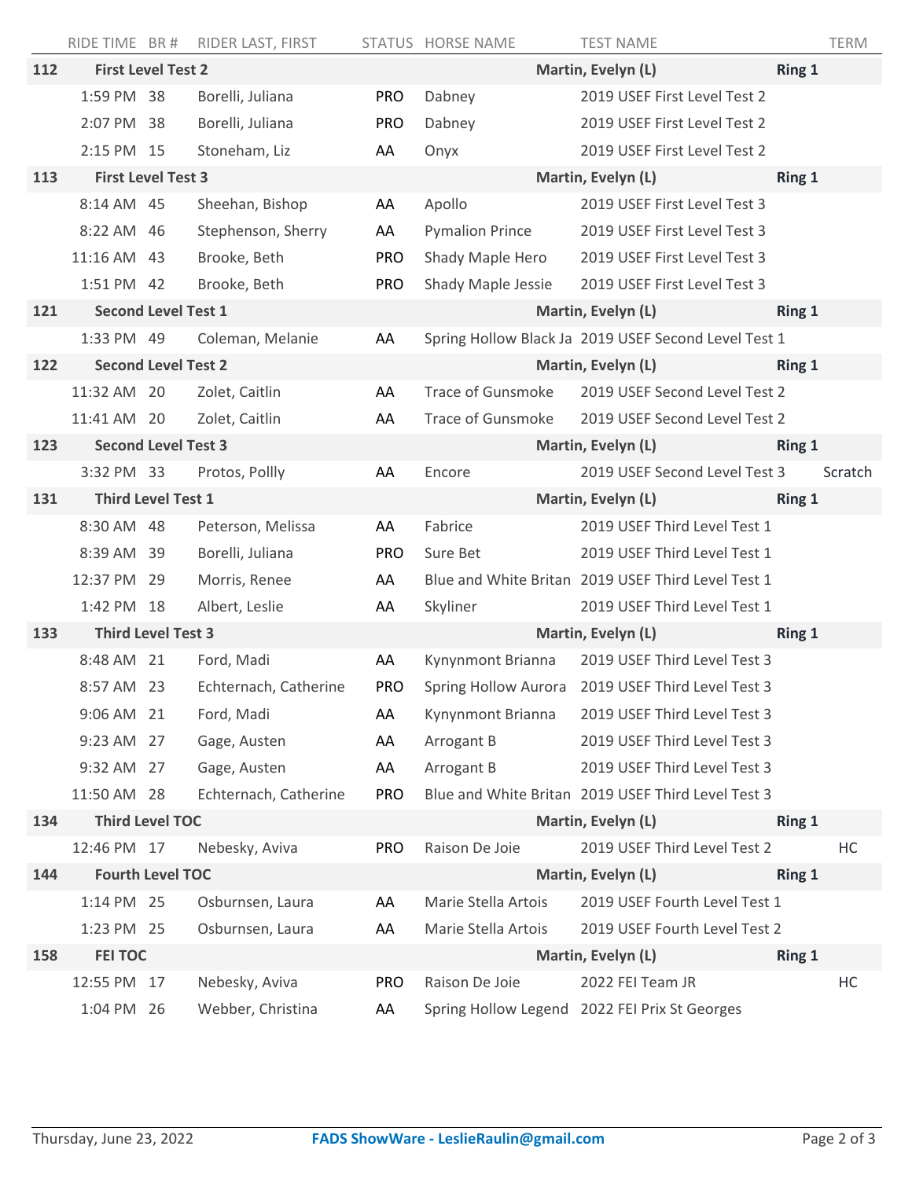| RIDE TIME | BR # | RIDER LAST, FIRST | STATUS | HORSE NAME | TEST NAME | | TERM |
|---|---|---|---|---|---|---|---|
| **112** | **First Level Test 2** | | | | **Martin, Evelyn (L)** | **Ring 1** | |
| 1:59 PM | 38 | Borelli, Juliana | PRO | Dabney | 2019 USEF First Level Test 2 | | |
| 2:07 PM | 38 | Borelli, Juliana | PRO | Dabney | 2019 USEF First Level Test 2 | | |
| 2:15 PM | 15 | Stoneham, Liz | AA | Onyx | 2019 USEF First Level Test 2 | | |
| **113** | **First Level Test 3** | | | | **Martin, Evelyn (L)** | **Ring 1** | |
| 8:14 AM | 45 | Sheehan, Bishop | AA | Apollo | 2019 USEF First Level Test 3 | | |
| 8:22 AM | 46 | Stephenson, Sherry | AA | Pymalion Prince | 2019 USEF First Level Test 3 | | |
| 11:16 AM | 43 | Brooke, Beth | PRO | Shady Maple Hero | 2019 USEF First Level Test 3 | | |
| 1:51 PM | 42 | Brooke, Beth | PRO | Shady Maple Jessie | 2019 USEF First Level Test 3 | | |
| **121** | **Second Level Test 1** | | | | **Martin, Evelyn (L)** | **Ring 1** | |
| 1:33 PM | 49 | Coleman, Melanie | AA | Spring Hollow Black Ja | 2019 USEF Second Level Test 1 | | |
| **122** | **Second Level Test 2** | | | | **Martin, Evelyn (L)** | **Ring 1** | |
| 11:32 AM | 20 | Zolet, Caitlin | AA | Trace of Gunsmoke | 2019 USEF Second Level Test 2 | | |
| 11:41 AM | 20 | Zolet, Caitlin | AA | Trace of Gunsmoke | 2019 USEF Second Level Test 2 | | |
| **123** | **Second Level Test 3** | | | | **Martin, Evelyn (L)** | **Ring 1** | |
| 3:32 PM | 33 | Protos, Pollly | AA | Encore | 2019 USEF Second Level Test 3 | | Scratch |
| **131** | **Third Level Test 1** | | | | **Martin, Evelyn (L)** | **Ring 1** | |
| 8:30 AM | 48 | Peterson, Melissa | AA | Fabrice | 2019 USEF Third Level Test 1 | | |
| 8:39 AM | 39 | Borelli, Juliana | PRO | Sure Bet | 2019 USEF Third Level Test 1 | | |
| 12:37 PM | 29 | Morris, Renee | AA | Blue and White Britan | 2019 USEF Third Level Test 1 | | |
| 1:42 PM | 18 | Albert, Leslie | AA | Skyliner | 2019 USEF Third Level Test 1 | | |
| **133** | **Third Level Test 3** | | | | **Martin, Evelyn (L)** | **Ring 1** | |
| 8:48 AM | 21 | Ford, Madi | AA | Kynynmont Brianna | 2019 USEF Third Level Test 3 | | |
| 8:57 AM | 23 | Echternach, Catherine | PRO | Spring Hollow Aurora | 2019 USEF Third Level Test 3 | | |
| 9:06 AM | 21 | Ford, Madi | AA | Kynynmont Brianna | 2019 USEF Third Level Test 3 | | |
| 9:23 AM | 27 | Gage, Austen | AA | Arrogant B | 2019 USEF Third Level Test 3 | | |
| 9:32 AM | 27 | Gage, Austen | AA | Arrogant B | 2019 USEF Third Level Test 3 | | |
| 11:50 AM | 28 | Echternach, Catherine | PRO | Blue and White Britan | 2019 USEF Third Level Test 3 | | |
| **134** | **Third Level TOC** | | | | **Martin, Evelyn (L)** | **Ring 1** | |
| 12:46 PM | 17 | Nebesky, Aviva | PRO | Raison De Joie | 2019 USEF Third Level Test 2 | | HC |
| **144** | **Fourth Level TOC** | | | | **Martin, Evelyn (L)** | **Ring 1** | |
| 1:14 PM | 25 | Osburnsen, Laura | AA | Marie Stella Artois | 2019 USEF Fourth Level Test 1 | | |
| 1:23 PM | 25 | Osburnsen, Laura | AA | Marie Stella Artois | 2019 USEF Fourth Level Test 2 | | |
| **158** | **FEI TOC** | | | | **Martin, Evelyn (L)** | **Ring 1** | |
| 12:55 PM | 17 | Nebesky, Aviva | PRO | Raison De Joie | 2022 FEI Team JR | | HC |
| 1:04 PM | 26 | Webber, Christina | AA | Spring Hollow Legend | 2022 FEI Prix St Georges | | |

Thursday, June 23, 2022 **FADS ShowWare - LeslieRaulin@gmail.com**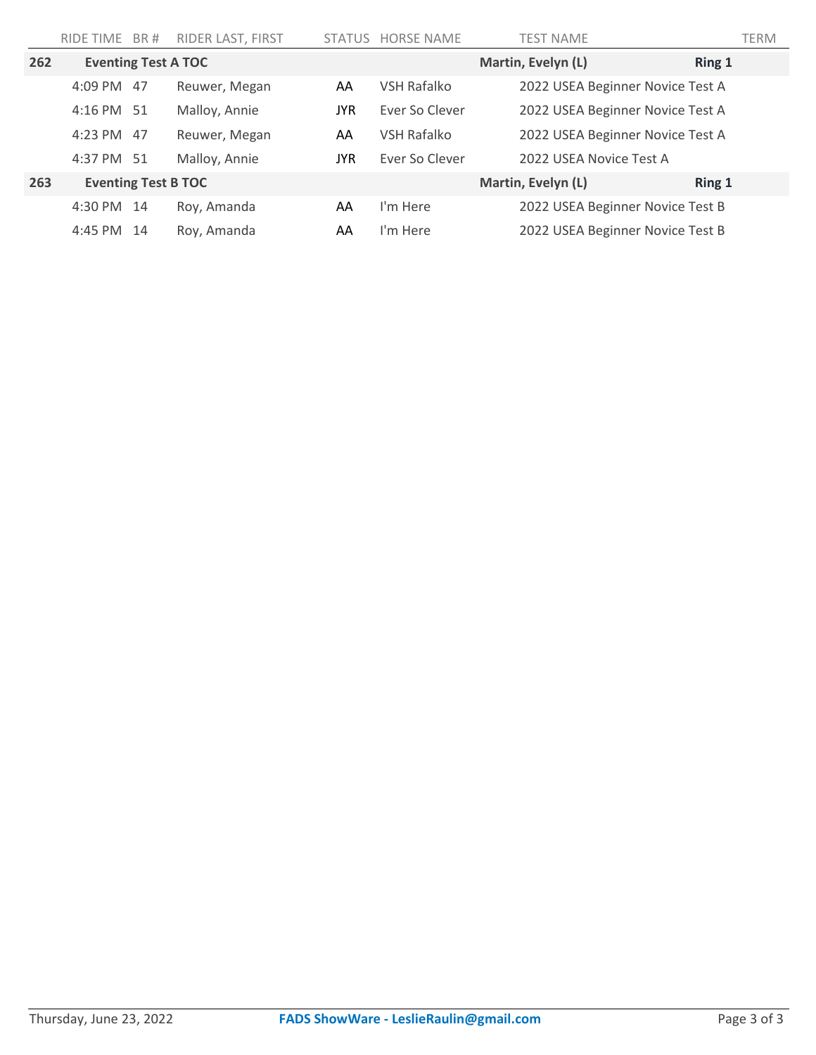| | RIDE TIME | BR # | RIDER LAST, FIRST | STATUS | HORSE NAME | TEST NAME | TERM |
|---|---|---|---|---|---|---|---|
| **262** | **Eventing Test A TOC** | | | | **Martin, Evelyn (L)** | **Ring 1** | |
| | 4:09 PM | 47 | Reuwer, Megan | AA | VSH Rafalko | 2022 USEA Beginner Novice Test A | |
| | 4:16 PM | 51 | Malloy, Annie | JYR | Ever So Clever | 2022 USEA Beginner Novice Test A | |
| | 4:23 PM | 47 | Reuwer, Megan | AA | VSH Rafalko | 2022 USEA Beginner Novice Test A | |
| | 4:37 PM | 51 | Malloy, Annie | JYR | Ever So Clever | 2022 USEA Novice Test A | |
| **263** | **Eventing Test B TOC** | | | | **Martin, Evelyn (L)** | **Ring 1** | |
| | 4:30 PM | 14 | Roy, Amanda | AA | I'm Here | 2022 USEA Beginner Novice Test B | |
| | 4:45 PM | 14 | Roy, Amanda | AA | I'm Here | 2022 USEA Beginner Novice Test B | |

Thursday, June 23, 2022

**FADS ShowWare - LeslieRaulin@gmail.com**